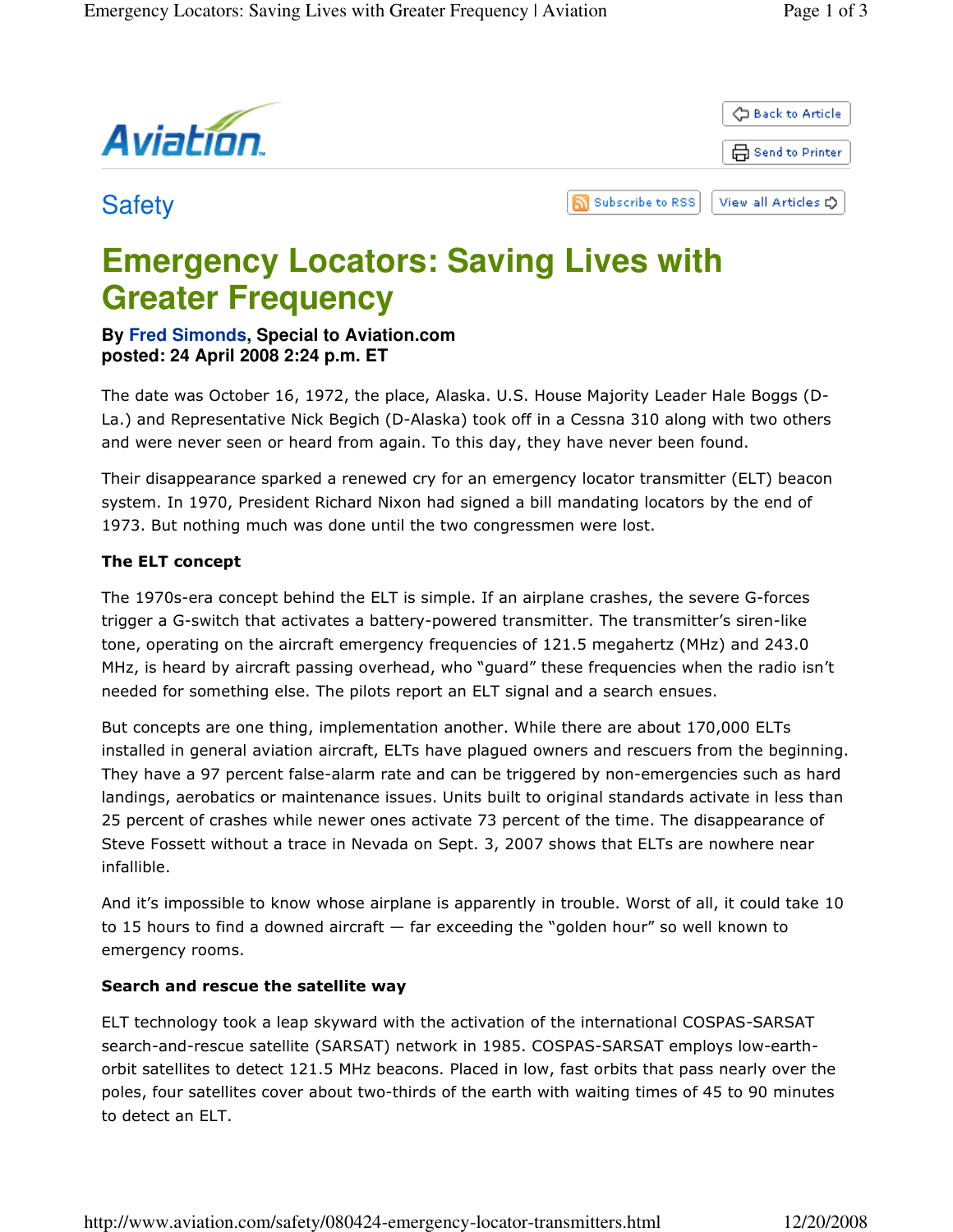Safety

# Emergency Locators: Saving Lives with Greater Frequency

**By Fred Simonds, Special to Aviation.com**
**posted: 24 April 2008 2:24 p.m. ET**

The date was October 16, 1972, the place, Alaska. U.S. House Majority Leader Hale Boggs (D-La.) and Representative Nick Begich (D-Alaska) took off in a Cessna 310 along with two others and were never seen or heard from again. To this day, they have never been found.

Their disappearance sparked a renewed cry for an emergency locator transmitter (ELT) beacon system. In 1970, President Richard Nixon had signed a bill mandating locators by the end of 1973. But nothing much was done until the two congressmen were lost.

**The ELT concept**

The 1970s-era concept behind the ELT is simple. If an airplane crashes, the severe G-forces trigger a G-switch that activates a battery-powered transmitter. The transmitter's siren-like tone, operating on the aircraft emergency frequencies of 121.5 megahertz (MHz) and 243.0 MHz, is heard by aircraft passing overhead, who "guard" these frequencies when the radio isn't needed for something else. The pilots report an ELT signal and a search ensues.

But concepts are one thing, implementation another. While there are about 170,000 ELTs installed in general aviation aircraft, ELTs have plagued owners and rescuers from the beginning. They have a 97 percent false-alarm rate and can be triggered by non-emergencies such as hard landings, aerobatics or maintenance issues. Units built to original standards activate in less than 25 percent of crashes while newer ones activate 73 percent of the time. The disappearance of Steve Fossett without a trace in Nevada on Sept. 3, 2007 shows that ELTs are nowhere near infallible.

And it's impossible to know whose airplane is apparently in trouble. Worst of all, it could take 10 to 15 hours to find a downed aircraft — far exceeding the "golden hour" so well known to emergency rooms.

**Search and rescue the satellite way**

ELT technology took a leap skyward with the activation of the international COSPAS-SARSAT search-and-rescue satellite (SARSAT) network in 1985. COSPAS-SARSAT employs low-earth-orbit satellites to detect 121.5 MHz beacons. Placed in low, fast orbits that pass nearly over the poles, four satellites cover about two-thirds of the earth with waiting times of 45 to 90 minutes to detect an ELT.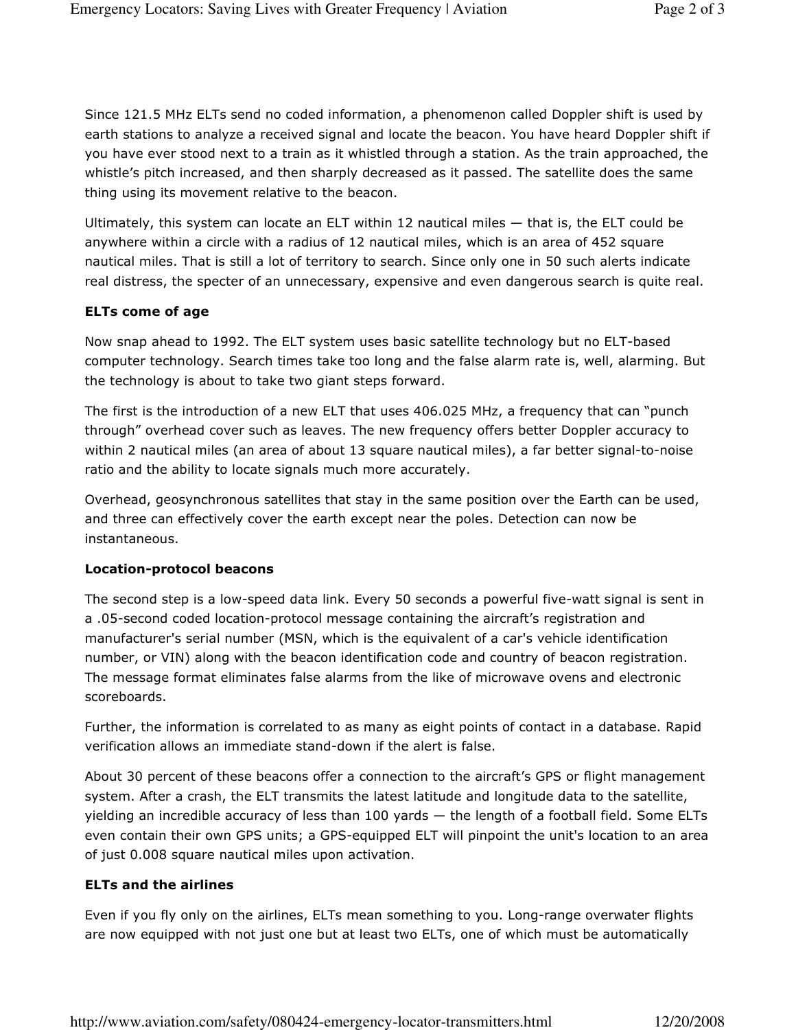Since 121.5 MHz ELTs send no coded information, a phenomenon called Doppler shift is used by earth stations to analyze a received signal and locate the beacon. You have heard Doppler shift if you have ever stood next to a train as it whistled through a station. As the train approached, the whistle's pitch increased, and then sharply decreased as it passed. The satellite does the same thing using its movement relative to the beacon.

Ultimately, this system can locate an ELT within 12 nautical miles — that is, the ELT could be anywhere within a circle with a radius of 12 nautical miles, which is an area of 452 square nautical miles. That is still a lot of territory to search. Since only one in 50 such alerts indicate real distress, the specter of an unnecessary, expensive and even dangerous search is quite real.

**ELTs come of age**

Now snap ahead to 1992. The ELT system uses basic satellite technology but no ELT-based computer technology. Search times take too long and the false alarm rate is, well, alarming. But the technology is about to take two giant steps forward.

The first is the introduction of a new ELT that uses 406.025 MHz, a frequency that can "punch through" overhead cover such as leaves. The new frequency offers better Doppler accuracy to within 2 nautical miles (an area of about 13 square nautical miles), a far better signal-to-noise ratio and the ability to locate signals much more accurately.

Overhead, geosynchronous satellites that stay in the same position over the Earth can be used, and three can effectively cover the earth except near the poles. Detection can now be instantaneous.

**Location-protocol beacons**

The second step is a low-speed data link. Every 50 seconds a powerful five-watt signal is sent in a .05-second coded location-protocol message containing the aircraft's registration and manufacturer's serial number (MSN, which is the equivalent of a car's vehicle identification number, or VIN) along with the beacon identification code and country of beacon registration. The message format eliminates false alarms from the like of microwave ovens and electronic scoreboards.

Further, the information is correlated to as many as eight points of contact in a database. Rapid verification allows an immediate stand-down if the alert is false.

About 30 percent of these beacons offer a connection to the aircraft's GPS or flight management system. After a crash, the ELT transmits the latest latitude and longitude data to the satellite, yielding an incredible accuracy of less than 100 yards — the length of a football field. Some ELTs even contain their own GPS units; a GPS-equipped ELT will pinpoint the unit's location to an area of just 0.008 square nautical miles upon activation.

**ELTs and the airlines**

Even if you fly only on the airlines, ELTs mean something to you. Long-range overwater flights are now equipped with not just one but at least two ELTs, one of which must be automatically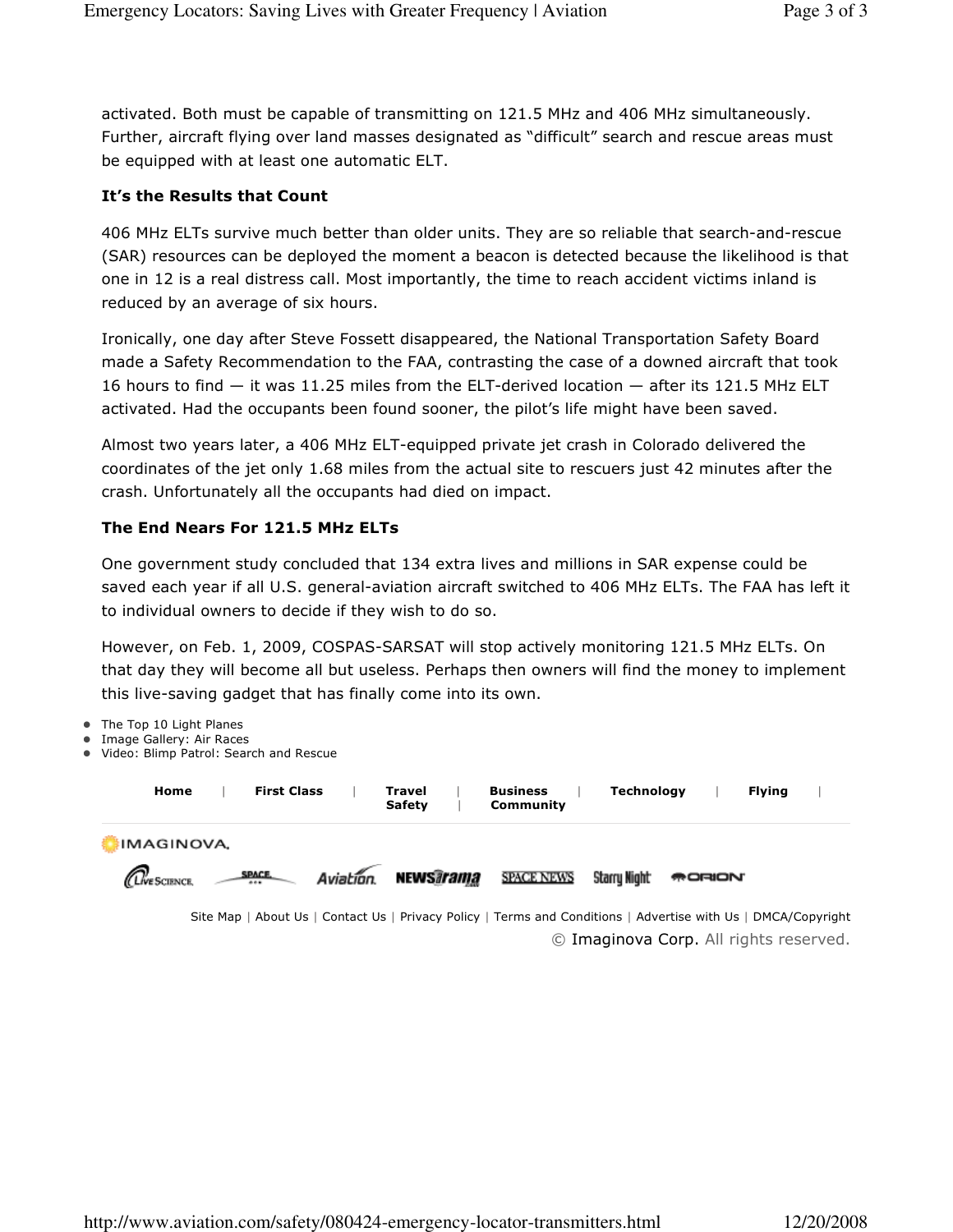activated. Both must be capable of transmitting on 121.5 MHz and 406 MHz simultaneously. Further, aircraft flying over land masses designated as “difficult” search and rescue areas must be equipped with at least one automatic ELT.

### It’s the Results that Count

406 MHz ELTs survive much better than older units. They are so reliable that search-and-rescue (SAR) resources can be deployed the moment a beacon is detected because the likelihood is that one in 12 is a real distress call. Most importantly, the time to reach accident victims inland is reduced by an average of six hours.

Ironically, one day after Steve Fossett disappeared, the National Transportation Safety Board made a Safety Recommendation to the FAA, contrasting the case of a downed aircraft that took 16 hours to find — it was 11.25 miles from the ELT-derived location — after its 121.5 MHz ELT activated. Had the occupants been found sooner, the pilot’s life might have been saved.

Almost two years later, a 406 MHz ELT-equipped private jet crash in Colorado delivered the coordinates of the jet only 1.68 miles from the actual site to rescuers just 42 minutes after the crash. Unfortunately all the occupants had died on impact.

### The End Nears For 121.5 MHz ELTs

One government study concluded that 134 extra lives and millions in SAR expense could be saved each year if all U.S. general-aviation aircraft switched to 406 MHz ELTs. The FAA has left it to individual owners to decide if they wish to do so.

However, on Feb. 1, 2009, COSPAS-SARSAT will stop actively monitoring 121.5 MHz ELTs. On that day they will become all but useless. Perhaps then owners will find the money to implement this live-saving gadget that has finally come into its own.

- The Top 10 Light Planes
- Image Gallery: Air Races
- Video: Blimp Patrol: Search and Rescue

Home | First Class | Travel Safety | Business Community | Technology | Flying |

IMAGINOVA

Live Science | Space | Aviation | Newsarama | Space News | Starry Night | Orion

Site Map | About Us | Contact Us | Privacy Policy | Terms and Conditions | Advertise with Us | DMCA/Copyright

© Imaginova Corp. All rights reserved.